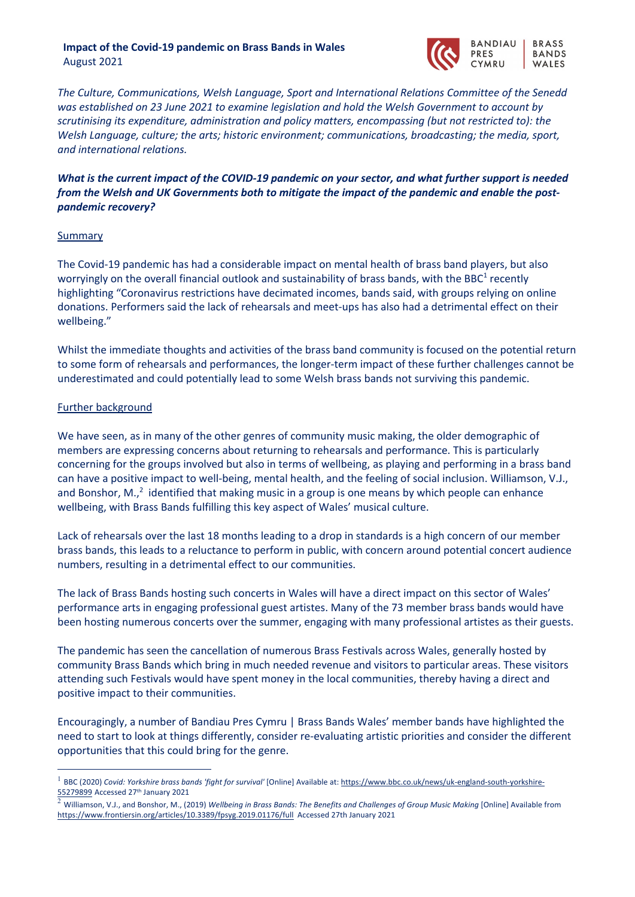**Impact of the Covid-19 pandemic on Brass Bands in Wales**
August 2021

BANDIAU PRES CYMRU | BRASS BANDS WALES

*The Culture, Communications, Welsh Language, Sport and International Relations Committee of the Senedd was established on 23 June 2021 to examine legislation and hold the Welsh Government to account by scrutinising its expenditure, administration and policy matters, encompassing (but not restricted to): the Welsh Language, culture; the arts; historic environment; communications, broadcasting; the media, sport, and international relations.*

***What is the current impact of the COVID-19 pandemic on your sector, and what further support is needed from the Welsh and UK Governments both to mitigate the impact of the pandemic and enable the post-pandemic recovery?***

Summary

The Covid-19 pandemic has had a considerable impact on mental health of brass band players, but also worryingly on the overall financial outlook and sustainability of brass bands, with the BBC[1] recently highlighting "Coronavirus restrictions have decimated incomes, bands said, with groups relying on online donations. Performers said the lack of rehearsals and meet-ups has also had a detrimental effect on their wellbeing."

Whilst the immediate thoughts and activities of the brass band community is focused on the potential return to some form of rehearsals and performances, the longer-term impact of these further challenges cannot be underestimated and could potentially lead to some Welsh brass bands not surviving this pandemic.

Further background

We have seen, as in many of the other genres of community music making, the older demographic of members are expressing concerns about returning to rehearsals and performance. This is particularly concerning for the groups involved but also in terms of wellbeing, as playing and performing in a brass band can have a positive impact to well-being, mental health, and the feeling of social inclusion. Williamson, V.J., and Bonshor, M.,[2] identified that making music in a group is one means by which people can enhance wellbeing, with Brass Bands fulfilling this key aspect of Wales' musical culture.

Lack of rehearsals over the last 18 months leading to a drop in standards is a high concern of our member brass bands, this leads to a reluctance to perform in public, with concern around potential concert audience numbers, resulting in a detrimental effect to our communities.

The lack of Brass Bands hosting such concerts in Wales will have a direct impact on this sector of Wales' performance arts in engaging professional guest artistes. Many of the 73 member brass bands would have been hosting numerous concerts over the summer, engaging with many professional artistes as their guests.

The pandemic has seen the cancellation of numerous Brass Festivals across Wales, generally hosted by community Brass Bands which bring in much needed revenue and visitors to particular areas. These visitors attending such Festivals would have spent money in the local communities, thereby having a direct and positive impact to their communities.

Encouragingly, a number of Bandiau Pres Cymru | Brass Bands Wales' member bands have highlighted the need to start to look at things differently, consider re-evaluating artistic priorities and consider the different opportunities that this could bring for the genre.

---

[1] BBC (2020) *Covid: Yorkshire brass bands 'fight for survival'* [Online] Available at: https://www.bbc.co.uk/news/uk-england-south-yorkshire-55279899 Accessed 27th January 2021

[2] Williamson, V.J., and Bonshor, M., (2019) *Wellbeing in Brass Bands: The Benefits and Challenges of Group Music Making* [Online] Available from https://www.frontiersin.org/articles/10.3389/fpsyg.2019.01176/full Accessed 27th January 2021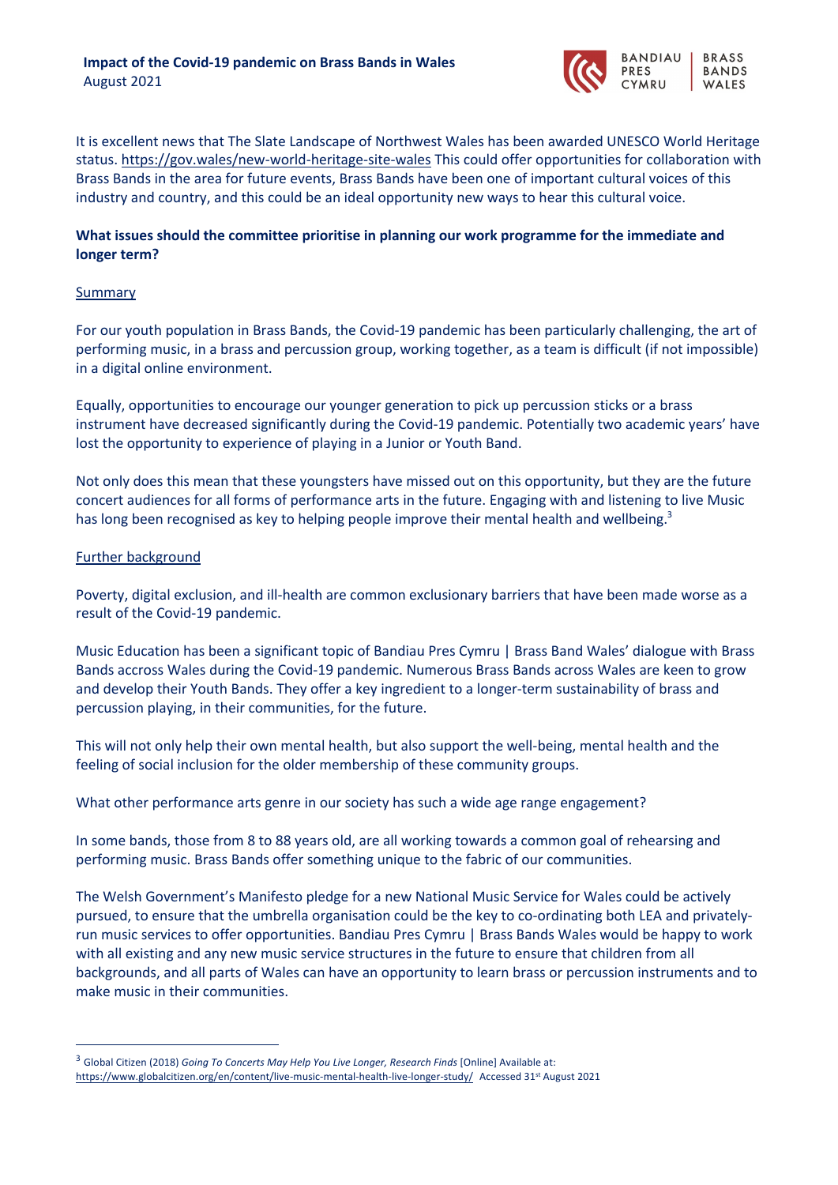It is excellent news that The Slate Landscape of Northwest Wales has been awarded UNESCO World Heritage status. https://gov.wales/new-world-heritage-site-wales This could offer opportunities for collaboration with Brass Bands in the area for future events, Brass Bands have been one of important cultural voices of this industry and country, and this could be an ideal opportunity new ways to hear this cultural voice.

**What issues should the committee prioritise in planning our work programme for the immediate and longer term?**

Summary

For our youth population in Brass Bands, the Covid-19 pandemic has been particularly challenging, the art of performing music, in a brass and percussion group, working together, as a team is difficult (if not impossible) in a digital online environment.

Equally, opportunities to encourage our younger generation to pick up percussion sticks or a brass instrument have decreased significantly during the Covid-19 pandemic. Potentially two academic years' have lost the opportunity to experience of playing in a Junior or Youth Band.

Not only does this mean that these youngsters have missed out on this opportunity, but they are the future concert audiences for all forms of performance arts in the future. Engaging with and listening to live Music has long been recognised as key to helping people improve their mental health and wellbeing.[3]

Further background

Poverty, digital exclusion, and ill-health are common exclusionary barriers that have been made worse as a result of the Covid-19 pandemic.

Music Education has been a significant topic of Bandiau Pres Cymru | Brass Band Wales' dialogue with Brass Bands accross Wales during the Covid-19 pandemic. Numerous Brass Bands across Wales are keen to grow and develop their Youth Bands. They offer a key ingredient to a longer-term sustainability of brass and percussion playing, in their communities, for the future.

This will not only help their own mental health, but also support the well-being, mental health and the feeling of social inclusion for the older membership of these community groups.

What other performance arts genre in our society has such a wide age range engagement?

In some bands, those from 8 to 88 years old, are all working towards a common goal of rehearsing and performing music. Brass Bands offer something unique to the fabric of our communities.

The Welsh Government's Manifesto pledge for a new National Music Service for Wales could be actively pursued, to ensure that the umbrella organisation could be the key to co-ordinating both LEA and privately-run music services to offer opportunities. Bandiau Pres Cymru | Brass Bands Wales would be happy to work with all existing and any new music service structures in the future to ensure that children from all backgrounds, and all parts of Wales can have an opportunity to learn brass or percussion instruments and to make music in their communities.

---

[3] Global Citizen (2018) *Going To Concerts May Help You Live Longer, Research Finds* [Online] Available at: https://www.globalcitizen.org/en/content/live-music-mental-health-live-longer-study/ Accessed 31st August 2021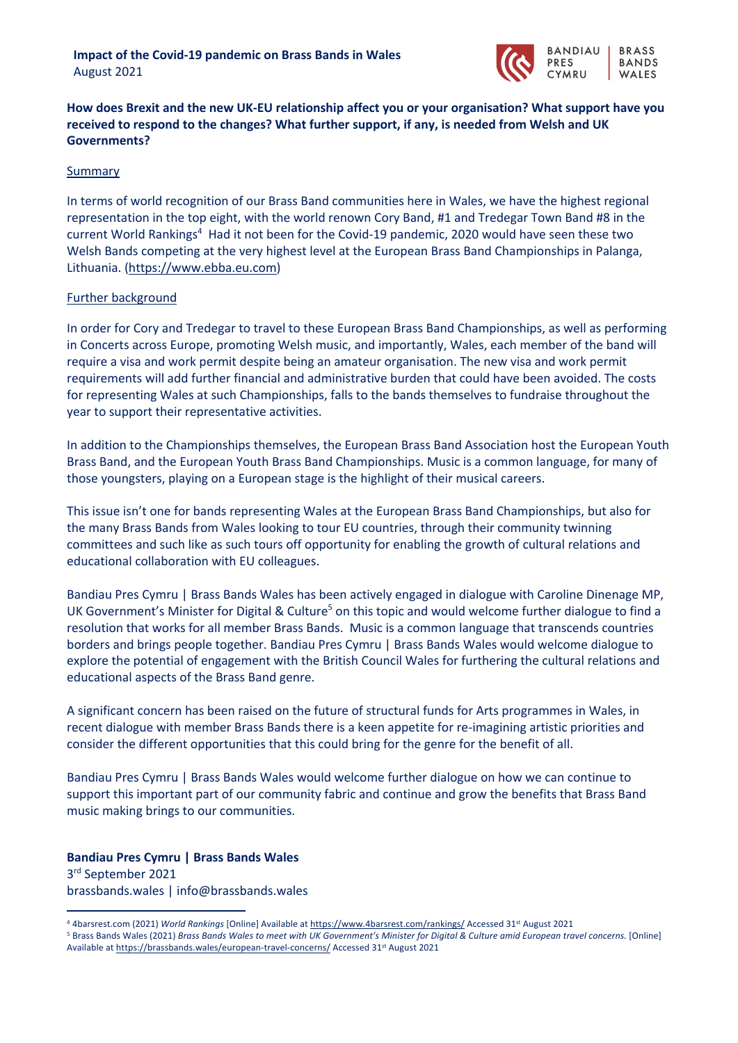**How does Brexit and the new UK-EU relationship affect you or your organisation? What support have you received to respond to the changes? What further support, if any, is needed from Welsh and UK Governments?**

Summary

In terms of world recognition of our Brass Band communities here in Wales, we have the highest regional representation in the top eight, with the world renown Cory Band, #1 and Tredegar Town Band #8 in the current World Rankings[4] Had it not been for the Covid-19 pandemic, 2020 would have seen these two Welsh Bands competing at the very highest level at the European Brass Band Championships in Palanga, Lithuania. (https://www.ebba.eu.com)

Further background

In order for Cory and Tredegar to travel to these European Brass Band Championships, as well as performing in Concerts across Europe, promoting Welsh music, and importantly, Wales, each member of the band will require a visa and work permit despite being an amateur organisation. The new visa and work permit requirements will add further financial and administrative burden that could have been avoided. The costs for representing Wales at such Championships, falls to the bands themselves to fundraise throughout the year to support their representative activities.

In addition to the Championships themselves, the European Brass Band Association host the European Youth Brass Band, and the European Youth Brass Band Championships. Music is a common language, for many of those youngsters, playing on a European stage is the highlight of their musical careers.

This issue isn't one for bands representing Wales at the European Brass Band Championships, but also for the many Brass Bands from Wales looking to tour EU countries, through their community twinning committees and such like as such tours off opportunity for enabling the growth of cultural relations and educational collaboration with EU colleagues.

Bandiau Pres Cymru | Brass Bands Wales has been actively engaged in dialogue with Caroline Dinenage MP, UK Government's Minister for Digital & Culture[5] on this topic and would welcome further dialogue to find a resolution that works for all member Brass Bands. Music is a common language that transcends countries borders and brings people together. Bandiau Pres Cymru | Brass Bands Wales would welcome dialogue to explore the potential of engagement with the British Council Wales for furthering the cultural relations and educational aspects of the Brass Band genre.

A significant concern has been raised on the future of structural funds for Arts programmes in Wales, in recent dialogue with member Brass Bands there is a keen appetite for re-imagining artistic priorities and consider the different opportunities that this could bring for the genre for the benefit of all.

Bandiau Pres Cymru | Brass Bands Wales would welcome further dialogue on how we can continue to support this important part of our community fabric and continue and grow the benefits that Brass Band music making brings to our communities.

**Bandiau Pres Cymru | Brass Bands Wales**
3rd September 2021
brassbands.wales | info@brassbands.wales

---

[4] 4barsrest.com (2021) *World Rankings* [Online] Available at https://www.4barsrest.com/rankings/ Accessed 31st August 2021

[5] Brass Bands Wales (2021) *Brass Bands Wales to meet with UK Government's Minister for Digital & Culture amid European travel concerns.* [Online] Available at https://brassbands.wales/european-travel-concerns/ Accessed 31st August 2021